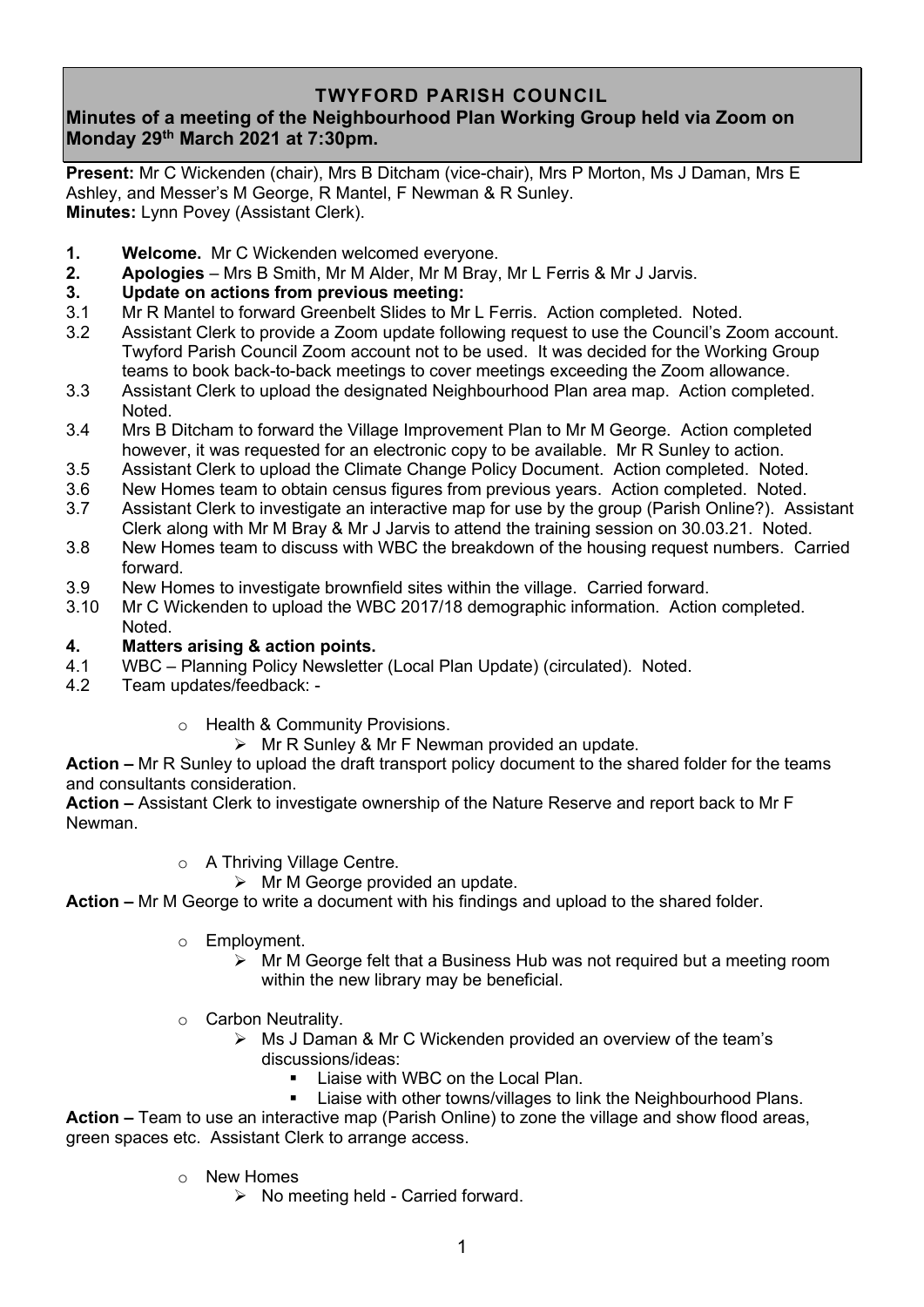# TWYFORD PARISH COUNCIL

## Minutes of a meeting of the Neighbourhood Plan Working Group held via Zoom on Monday 29th March 2021 at 7:30pm.

**Present:** Mr C Wickenden (chair), Mrs B Ditcham (vice-chair), Mrs P Morton, Ms J Daman, Mrs E Ashley, and Messer's M George, R Mantel, F Newman & R Sunley.
**Minutes:** Lynn Povey (Assistant Clerk).

**1. Welcome.** Mr C Wickenden welcomed everyone.

**2. Apologies** – Mrs B Smith, Mr M Alder, Mr M Bray, Mr L Ferris & Mr J Jarvis.

**3. Update on actions from previous meeting:**

3.1 Mr R Mantel to forward Greenbelt Slides to Mr L Ferris. Action completed. Noted.

3.2 Assistant Clerk to provide a Zoom update following request to use the Council's Zoom account. Twyford Parish Council Zoom account not to be used. It was decided for the Working Group teams to book back-to-back meetings to cover meetings exceeding the Zoom allowance.

3.3 Assistant Clerk to upload the designated Neighbourhood Plan area map. Action completed. Noted.

3.4 Mrs B Ditcham to forward the Village Improvement Plan to Mr M George. Action completed however, it was requested for an electronic copy to be available. Mr R Sunley to action.

3.5 Assistant Clerk to upload the Climate Change Policy Document. Action completed. Noted.

3.6 New Homes team to obtain census figures from previous years. Action completed. Noted.

3.7 Assistant Clerk to investigate an interactive map for use by the group (Parish Online?). Assistant Clerk along with Mr M Bray & Mr J Jarvis to attend the training session on 30.03.21. Noted.

3.8 New Homes team to discuss with WBC the breakdown of the housing request numbers. Carried forward.

3.9 New Homes to investigate brownfield sites within the village. Carried forward.

3.10 Mr C Wickenden to upload the WBC 2017/18 demographic information. Action completed. Noted.

**4. Matters arising & action points.**

4.1 WBC – Planning Policy Newsletter (Local Plan Update) (circulated). Noted.

4.2 Team updates/feedback: -

- Health & Community Provisions.
  - Mr R Sunley & Mr F Newman provided an update.

**Action –** Mr R Sunley to upload the draft transport policy document to the shared folder for the teams and consultants consideration.

**Action –** Assistant Clerk to investigate ownership of the Nature Reserve and report back to Mr F Newman.

- A Thriving Village Centre.
  - Mr M George provided an update.

**Action –** Mr M George to write a document with his findings and upload to the shared folder.

- Employment.
  - Mr M George felt that a Business Hub was not required but a meeting room within the new library may be beneficial.
- Carbon Neutrality.
  - Ms J Daman & Mr C Wickenden provided an overview of the team's discussions/ideas:
    - Liaise with WBC on the Local Plan.
    - Liaise with other towns/villages to link the Neighbourhood Plans.

**Action –** Team to use an interactive map (Parish Online) to zone the village and show flood areas, green spaces etc. Assistant Clerk to arrange access.

- New Homes
  - No meeting held - Carried forward.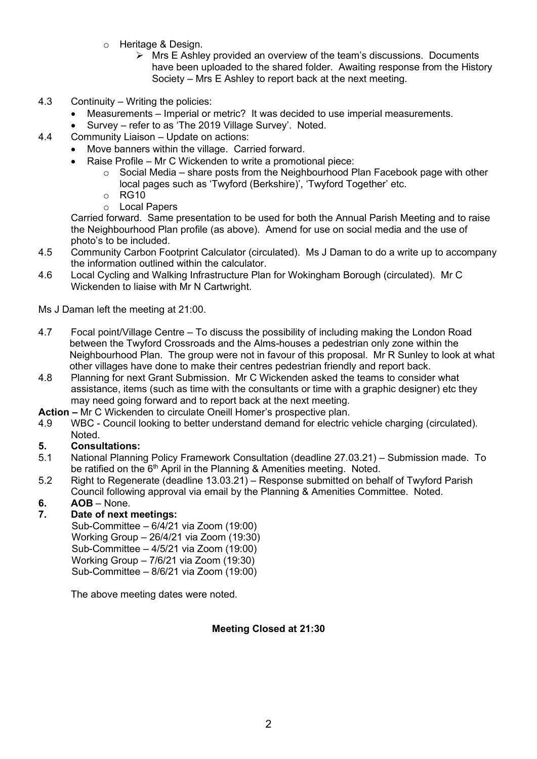- Heritage & Design.
  - Mrs E Ashley provided an overview of the team's discussions. Documents have been uploaded to the shared folder. Awaiting response from the History Society – Mrs E Ashley to report back at the next meeting.

4.3 Continuity – Writing the policies:

- Measurements – Imperial or metric? It was decided to use imperial measurements.
- Survey – refer to as 'The 2019 Village Survey'. Noted.

4.4 Community Liaison – Update on actions:

- Move banners within the village. Carried forward.
- Raise Profile – Mr C Wickenden to write a promotional piece:
  - Social Media – share posts from the Neighbourhood Plan Facebook page with other local pages such as 'Twyford (Berkshire)', 'Twyford Together' etc.
  - RG10
  - Local Papers

Carried forward. Same presentation to be used for both the Annual Parish Meeting and to raise the Neighbourhood Plan profile (as above). Amend for use on social media and the use of photo's to be included.

4.5 Community Carbon Footprint Calculator (circulated). Ms J Daman to do a write up to accompany the information outlined within the calculator.

4.6 Local Cycling and Walking Infrastructure Plan for Wokingham Borough (circulated). Mr C Wickenden to liaise with Mr N Cartwright.

Ms J Daman left the meeting at 21:00.

4.7 Focal point/Village Centre – To discuss the possibility of including making the London Road between the Twyford Crossroads and the Alms-houses a pedestrian only zone within the Neighbourhood Plan. The group were not in favour of this proposal. Mr R Sunley to look at what other villages have done to make their centres pedestrian friendly and report back.

4.8 Planning for next Grant Submission. Mr C Wickenden asked the teams to consider what assistance, items (such as time with the consultants or time with a graphic designer) etc they may need going forward and to report back at the next meeting.

**Action –** Mr C Wickenden to circulate Oneill Homer's prospective plan.

4.9 WBC - Council looking to better understand demand for electric vehicle charging (circulated). Noted.

**5. Consultations:**

5.1 National Planning Policy Framework Consultation (deadline 27.03.21) – Submission made. To be ratified on the 6th April in the Planning & Amenities meeting. Noted.

5.2 Right to Regenerate (deadline 13.03.21) – Response submitted on behalf of Twyford Parish Council following approval via email by the Planning & Amenities Committee. Noted.

**6. AOB** – None.

**7. Date of next meetings:**

Sub-Committee – 6/4/21 via Zoom (19:00)
Working Group – 26/4/21 via Zoom (19:30)
Sub-Committee – 4/5/21 via Zoom (19:00)
Working Group – 7/6/21 via Zoom (19:30)
Sub-Committee – 8/6/21 via Zoom (19:00)

The above meeting dates were noted.

**Meeting Closed at 21:30**